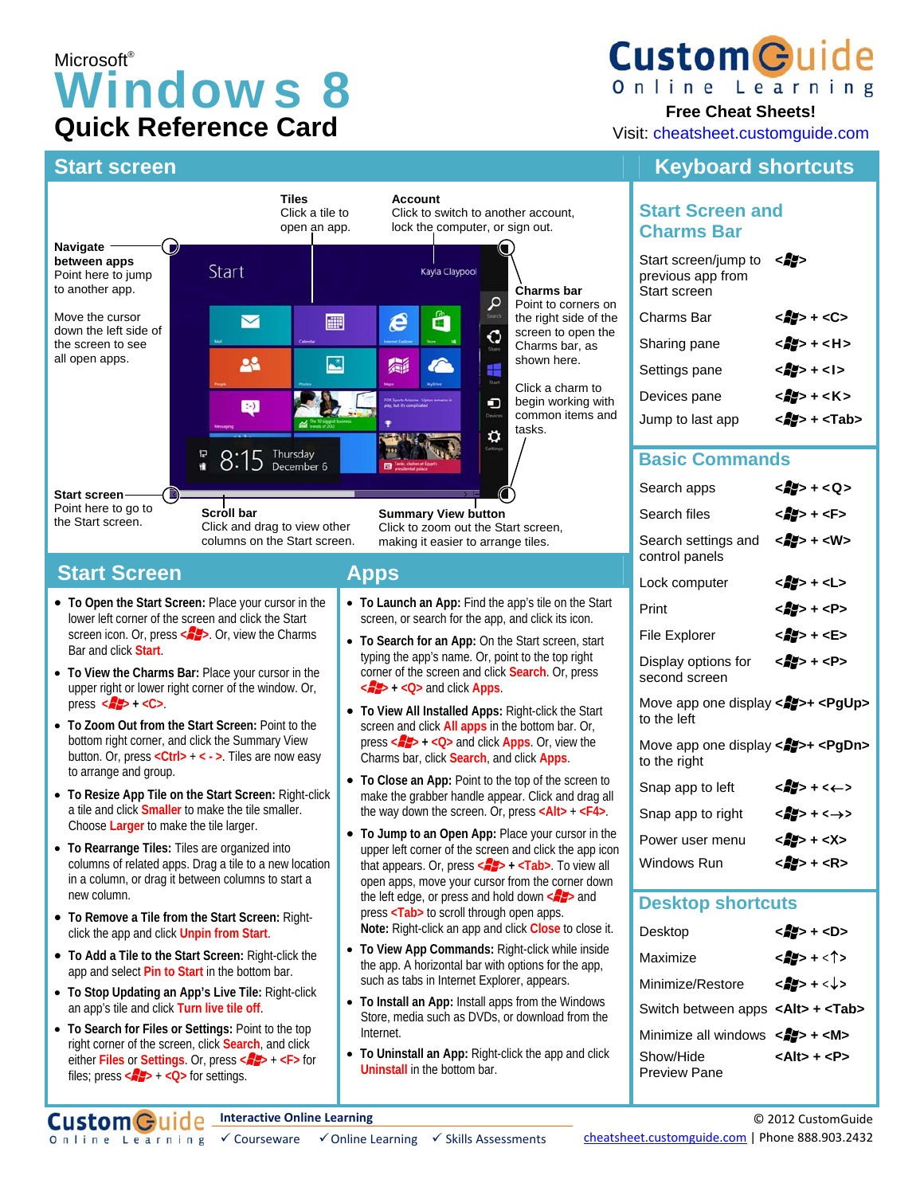Microsoft®

# Windows 8

## Quick Reference Card

**CustomGuide Online Learning**
**Free Cheat Sheets!**
Visit: cheatsheet.customguide.com

## Start screen

**Navigate between apps**
Point here to jump to another app.

Move the cursor down the left side of the screen to see all open apps.

**Tiles**
Click a tile to open an app.

**Account**
Click to switch to another account, lock the computer, or sign out.

**Charms bar**
Point to corners on the right side of the screen to open the Charms bar, as shown here.

Click a charm to begin working with common items and tasks.

**Start screen**
Point here to go to the Start screen.

**Scroll bar**
Click and drag to view other columns on the Start screen.

**Summary View button**
Click to zoom out the Start screen, making it easier to arrange tiles.

## Start Screen

- **To Open the Start Screen:** Place your cursor in the lower left corner of the screen and click the Start screen icon. Or, press <Win>. Or, view the Charms Bar and click Start.
- **To View the Charms Bar:** Place your cursor in the upper right or lower right corner of the window. Or, press <Win> + <C>.
- **To Zoom Out from the Start Screen:** Point to the bottom right corner, and click the Summary View button. Or, press <Ctrl> + < - >. Tiles are now easy to arrange and group.
- **To Resize App Tile on the Start Screen:** Right-click a tile and click Smaller to make the tile smaller. Choose Larger to make the tile larger.
- **To Rearrange Tiles:** Tiles are organized into columns of related apps. Drag a tile to a new location in a column, or drag it between columns to start a new column.
- **To Remove a Tile from the Start Screen:** Right-click the app and click Unpin from Start.
- **To Add a Tile to the Start Screen:** Right-click the app and select Pin to Start in the bottom bar.
- **To Stop Updating an App's Live Tile:** Right-click an app's tile and click Turn live tile off.
- **To Search for Files or Settings:** Point to the top right corner of the screen, click Search, and click either Files or Settings. Or, press <Win> + <F> for files; press <Win> + <Q> for settings.

## Apps

- **To Launch an App:** Find the app's tile on the Start screen, or search for the app, and click its icon.
- **To Search for an App:** On the Start screen, start typing the app's name. Or, point to the top right corner of the screen and click Search. Or, press <Win> + <Q> and click Apps.
- **To View All Installed Apps:** Right-click the Start screen and click All apps in the bottom bar. Or, press <Win> + <Q> and click Apps. Or, view the Charms bar, click Search, and click Apps.
- **To Close an App:** Point to the top of the screen to make the grabber handle appear. Click and drag all the way down the screen. Or, press <Alt> + <F4>.
- **To Jump to an Open App:** Place your cursor in the upper left corner of the screen and click the app icon that appears. Or, press <Win> + <Tab>. To view all open apps, move your cursor from the corner down the left edge, or press and hold down <Win> and press <Tab> to scroll through open apps.
  **Note:** Right-click an app and click Close to close it.
- **To View App Commands:** Right-click while inside the app. A horizontal bar with options for the app, such as tabs in Internet Explorer, appears.
- **To Install an App:** Install apps from the Windows Store, media such as DVDs, or download from the Internet.
- **To Uninstall an App:** Right-click the app and click Uninstall in the bottom bar.

## Keyboard shortcuts

### Start Screen and Charms Bar

| | |
|---|---|
| Start screen/jump to previous app from Start screen | <Win> |
| Charms Bar | <Win> + <C> |
| Sharing pane | <Win> + <H> |
| Settings pane | <Win> + <I> |
| Devices pane | <Win> + <K> |
| Jump to last app | <Win> + <Tab> |

### Basic Commands

| | |
|---|---|
| Search apps | <Win> + <Q> |
| Search files | <Win> + <F> |
| Search settings and control panels | <Win> + <W> |
| Lock computer | <Win> + <L> |
| Print | <Win> + <P> |
| File Explorer | <Win> + <E> |
| Display options for second screen | <Win> + <P> |
| Move app one display to the left | <Win>+ <PgUp> |
| Move app one display to the right | <Win>+ <PgDn> |
| Snap app to left | <Win> + <←> |
| Snap app to right | <Win> + <→> |
| Power user menu | <Win> + <X> |
| Windows Run | <Win> + <R> |

### Desktop shortcuts

| | |
|---|---|
| Desktop | <Win> + <D> |
| Maximize | <Win> + <↑> |
| Minimize/Restore | <Win> + <↓> |
| Switch between apps | <Alt> + <Tab> |
| Minimize all windows | <Win> + <M> |
| Show/Hide Preview Pane | <Alt> + <P> |

**CustomGuide Online Learning** — Interactive Online Learning
✓ Courseware ✓ Online Learning ✓ Skills Assessments

© 2012 CustomGuide
cheatsheet.customguide.com | Phone 888.903.2432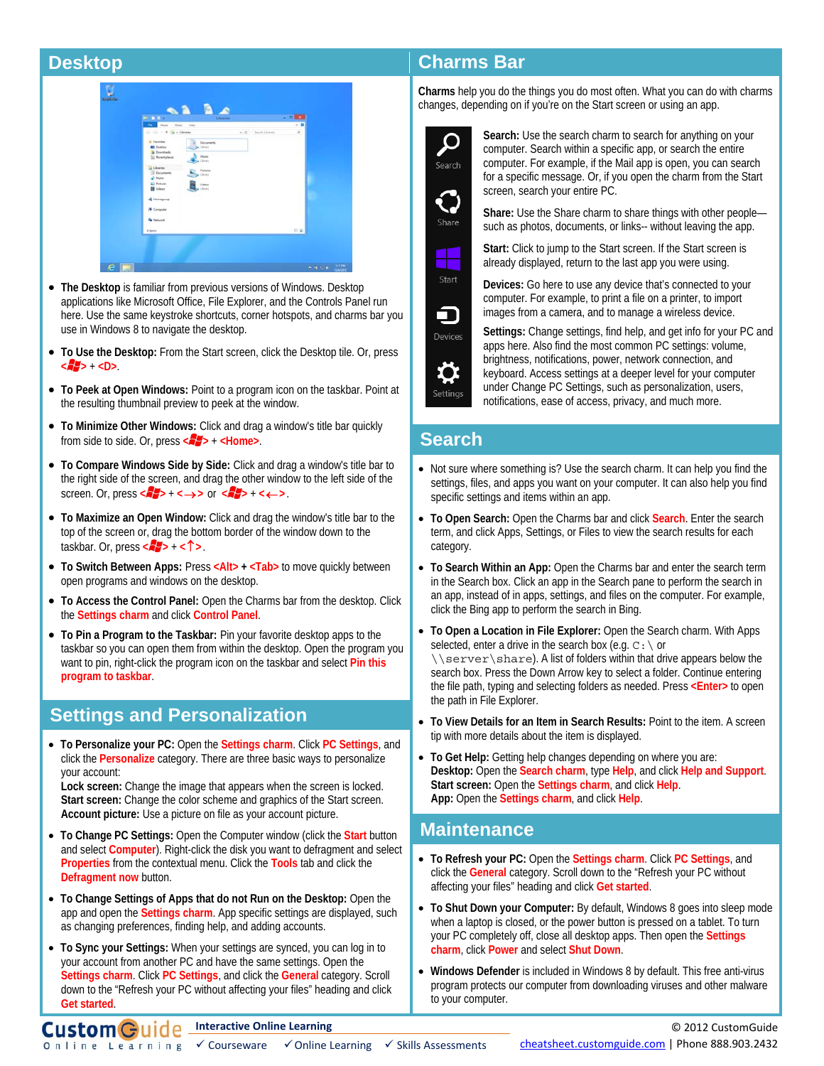## Desktop

- **The Desktop** is familiar from previous versions of Windows. Desktop applications like Microsoft Office, File Explorer, and the Controls Panel run here. Use the same keystroke shortcuts, corner hotspots, and charms bar you use in Windows 8 to navigate the desktop.
- **To Use the Desktop:** From the Start screen, click the Desktop tile. Or, press <⊞> + <D>.
- **To Peek at Open Windows:** Point to a program icon on the taskbar. Point at the resulting thumbnail preview to peek at the window.
- **To Minimize Other Windows:** Click and drag a window's title bar quickly from side to side. Or, press <⊞> + <Home>.
- **To Compare Windows Side by Side:** Click and drag a window's title bar to the right side of the screen, and drag the other window to the left side of the screen. Or, press <⊞> + <→> or <⊞> + <←>.
- **To Maximize an Open Window:** Click and drag the window's title bar to the top of the screen or, drag the bottom border of the window down to the taskbar. Or, press <⊞> + <↑>.
- **To Switch Between Apps:** Press <Alt> + <Tab> to move quickly between open programs and windows on the desktop.
- **To Access the Control Panel:** Open the Charms bar from the desktop. Click the Settings charm and click Control Panel.
- **To Pin a Program to the Taskbar:** Pin your favorite desktop apps to the taskbar so you can open them from within the desktop. Open the program you want to pin, right-click the program icon on the taskbar and select Pin this program to taskbar.

## Settings and Personalization

- **To Personalize your PC:** Open the Settings charm. Click PC Settings, and click the Personalize category. There are three basic ways to personalize your account:
  **Lock screen:** Change the image that appears when the screen is locked.
  **Start screen:** Change the color scheme and graphics of the Start screen.
  **Account picture:** Use a picture on file as your account picture.
- **To Change PC Settings:** Open the Computer window (click the Start button and select Computer). Right-click the disk you want to defragment and select Properties from the contextual menu. Click the Tools tab and click the Defragment now button.
- **To Change Settings of Apps that do not Run on the Desktop:** Open the app and open the Settings charm. App specific settings are displayed, such as changing preferences, finding help, and adding accounts.
- **To Sync your Settings:** When your settings are synced, you can log in to your account from another PC and have the same settings. Open the Settings charm. Click PC Settings, and click the General category. Scroll down to the "Refresh your PC without affecting your files" heading and click Get started.

## Charms Bar

**Charms** help you do the things you do most often. What you can do with charms changes, depending on if you're on the Start screen or using an app.

Search

Share

Start

Devices

Settings

**Search:** Use the search charm to search for anything on your computer. Search within a specific app, or search the entire computer. For example, if the Mail app is open, you can search for a specific message. Or, if you open the charm from the Start screen, search your entire PC.

**Share:** Use the Share charm to share things with other people—such as photos, documents, or links-- without leaving the app.

**Start:** Click to jump to the Start screen. If the Start screen is already displayed, return to the last app you were using.

**Devices:** Go here to use any device that's connected to your computer. For example, to print a file on a printer, to import images from a camera, and to manage a wireless device.

**Settings:** Change settings, find help, and get info for your PC and apps here. Also find the most common PC settings: volume, brightness, notifications, power, network connection, and keyboard. Access settings at a deeper level for your computer under Change PC Settings, such as personalization, users, notifications, ease of access, privacy, and much more.

## Search

- Not sure where something is? Use the search charm. It can help you find the settings, files, and apps you want on your computer. It can also help you find specific settings and items within an app.
- **To Open Search:** Open the Charms bar and click Search. Enter the search term, and click Apps, Settings, or Files to view the search results for each category.
- **To Search Within an App:** Open the Charms bar and enter the search term in the Search box. Click an app in the Search pane to perform the search in an app, instead of in apps, settings, and files on the computer. For example, click the Bing app to perform the search in Bing.
- **To Open a Location in File Explorer:** Open the Search charm. With Apps selected, enter a drive in the search box (e.g. `C:\` or `\\server\share`). A list of folders within that drive appears below the search box. Press the Down Arrow key to select a folder. Continue entering the file path, typing and selecting folders as needed. Press <Enter> to open the path in File Explorer.
- **To View Details for an Item in Search Results:** Point to the item. A screen tip with more details about the item is displayed.
- **To Get Help:** Getting help changes depending on where you are:
  **Desktop:** Open the Search charm, type Help, and click Help and Support.
  **Start screen:** Open the Settings charm, and click Help.
  **App:** Open the Settings charm, and click Help.

## Maintenance

- **To Refresh your PC:** Open the Settings charm. Click PC Settings, and click the General category. Scroll down to the "Refresh your PC without affecting your files" heading and click Get started.
- **To Shut Down your Computer:** By default, Windows 8 goes into sleep mode when a laptop is closed, or the power button is pressed on a tablet. To turn your PC completely off, close all desktop apps. Then open the Settings charm, click Power and select Shut Down.
- **Windows Defender** is included in Windows 8 by default. This free anti-virus program protects our computer from downloading viruses and other malware to your computer.

CustomGuide Online Learning | Interactive Online Learning | ✓ Courseware ✓ Online Learning ✓ Skills Assessments | © 2012 CustomGuide | cheatsheet.customguide.com | Phone 888.903.2432